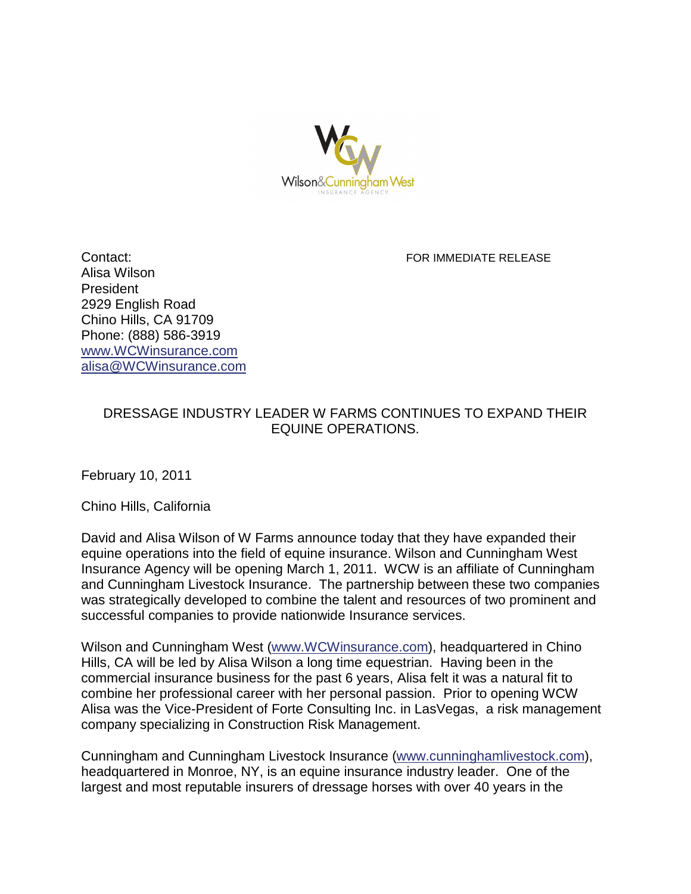Wilson&Cunningham West
INSURANCE AGENCY

Contact:
Alisa Wilson
President
2929 English Road
Chino Hills, CA 91709
Phone: (888) 586-3919
www.WCWinsurance.com
alisa@WCWinsurance.com

FOR IMMEDIATE RELEASE

## DRESSAGE INDUSTRY LEADER W FARMS CONTINUES TO EXPAND THEIR EQUINE OPERATIONS.

February 10, 2011

Chino Hills, California

David and Alisa Wilson of W Farms announce today that they have expanded their equine operations into the field of equine insurance. Wilson and Cunningham West Insurance Agency will be opening March 1, 2011. WCW is an affiliate of Cunningham and Cunningham Livestock Insurance. The partnership between these two companies was strategically developed to combine the talent and resources of two prominent and successful companies to provide nationwide Insurance services.

Wilson and Cunningham West (www.WCWinsurance.com), headquartered in Chino Hills, CA will be led by Alisa Wilson a long time equestrian. Having been in the commercial insurance business for the past 6 years, Alisa felt it was a natural fit to combine her professional career with her personal passion. Prior to opening WCW Alisa was the Vice-President of Forte Consulting Inc. in LasVegas, a risk management company specializing in Construction Risk Management.

Cunningham and Cunningham Livestock Insurance (www.cunninghamlivestock.com), headquartered in Monroe, NY, is an equine insurance industry leader. One of the largest and most reputable insurers of dressage horses with over 40 years in the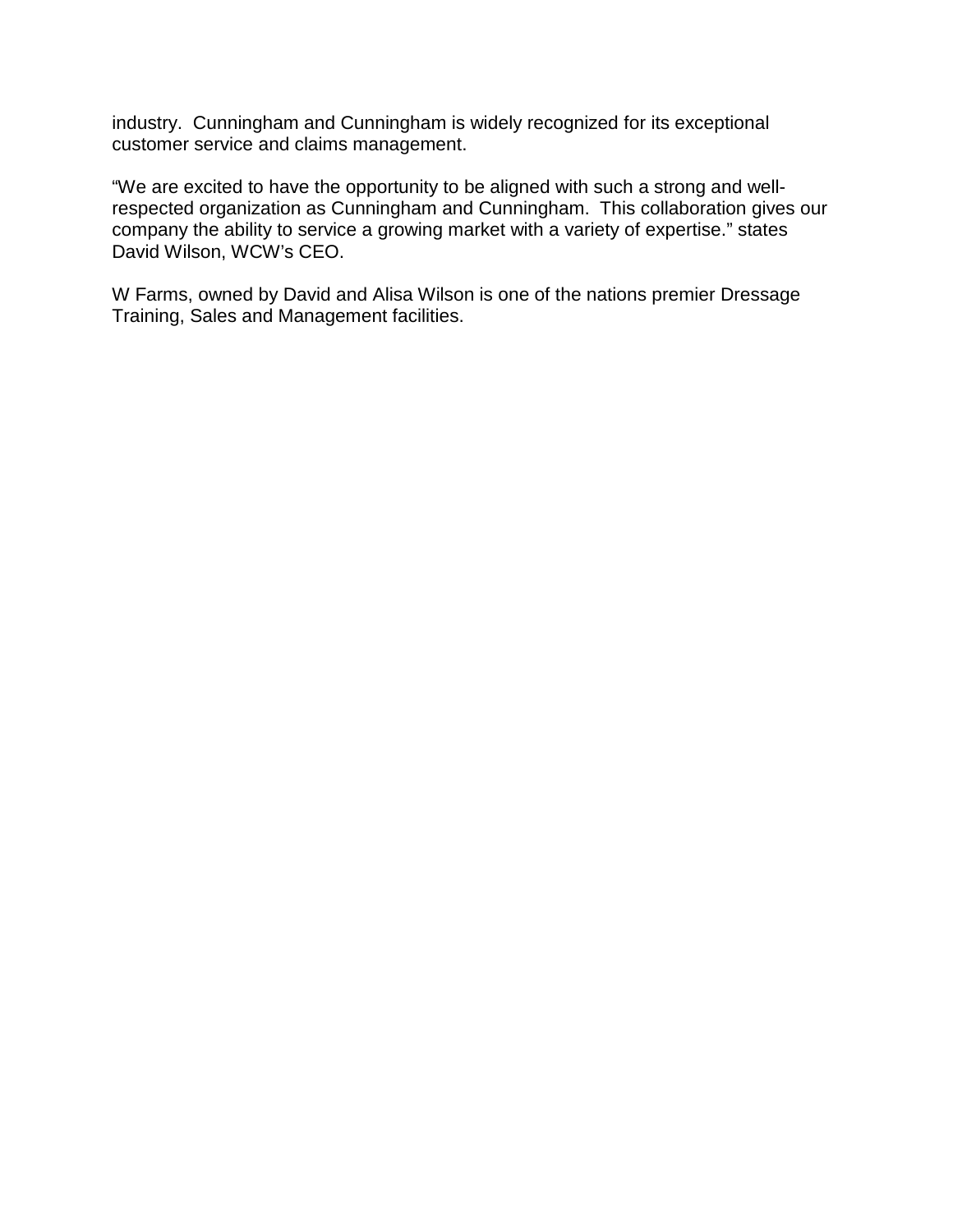industry.  Cunningham and Cunningham is widely recognized for its exceptional customer service and claims management.

“We are excited to have the opportunity to be aligned with such a strong and well-respected organization as Cunningham and Cunningham.  This collaboration gives our company the ability to service a growing market with a variety of expertise.” states David Wilson, WCW’s CEO.

W Farms, owned by David and Alisa Wilson is one of the nations premier Dressage Training, Sales and Management facilities.